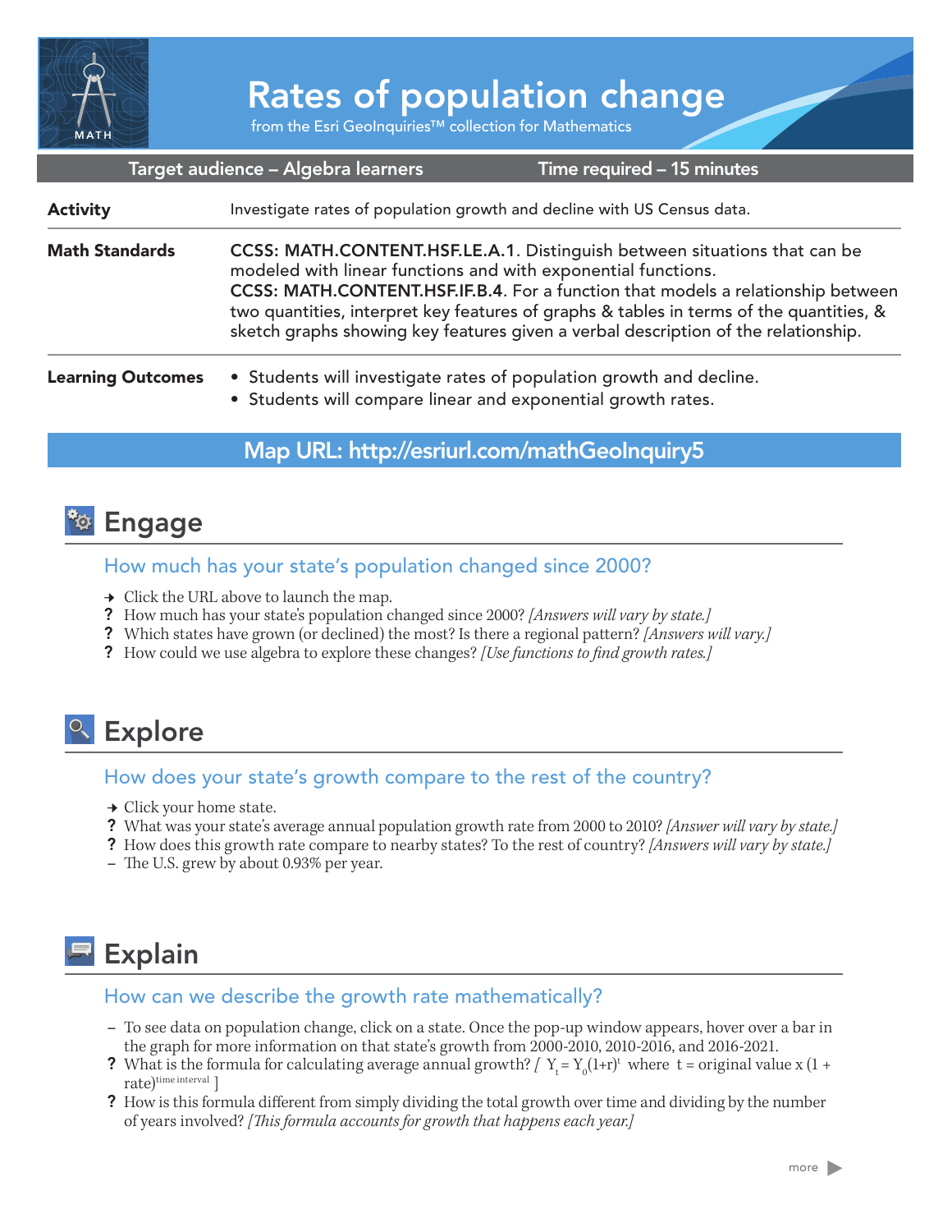# Rates of population change

from the Esri GeoInquiries™ collection for Mathematics

**Target audience – Algebra learners** | **Time required – 15 minutes**

| | |
|---|---|
| **Activity** | Investigate rates of population growth and decline with US Census data. |
| **Math Standards** | **CCSS: MATH.CONTENT.HSF.LE.A.1**. Distinguish between situations that can be modeled with linear functions and with exponential functions.<br>**CCSS: MATH.CONTENT.HSF.IF.B.4**. For a function that models a relationship between two quantities, interpret key features of graphs & tables in terms of the quantities, & sketch graphs showing key features given a verbal description of the relationship. |
| **Learning Outcomes** | • Students will investigate rates of population growth and decline.<br>• Students will compare linear and exponential growth rates. |

**Map URL: http://esriurl.com/mathGeoInquiry5**

## Engage

### How much has your state's population changed since 2000?

→ Click the URL above to launch the map.

? How much has your state's population changed since 2000? *[Answers will vary by state.]*

? Which states have grown (or declined) the most? Is there a regional pattern? *[Answers will vary.]*

? How could we use algebra to explore these changes? *[Use functions to find growth rates.]*

## Explore

### How does your state's growth compare to the rest of the country?

→ Click your home state.

? What was your state's average annual population growth rate from 2000 to 2010? *[Answer will vary by state.]*

? How does this growth rate compare to nearby states? To the rest of country? *[Answers will vary by state.]*

– The U.S. grew by about 0.93% per year.

## Explain

### How can we describe the growth rate mathematically?

– To see data on population change, click on a state. Once the pop-up window appears, hover over a bar in the graph for more information on that state's growth from 2000-2010, 2010-2016, and 2016-2021.

? What is the formula for calculating average annual growth? *[* $Y_t = Y_0(1+r)^t$ where t = original value x (1 + rate)$^{\text{time interval}}$ *]*

? How is this formula different from simply dividing the total growth over time and dividing by the number of years involved? *[This formula accounts for growth that happens each year.]*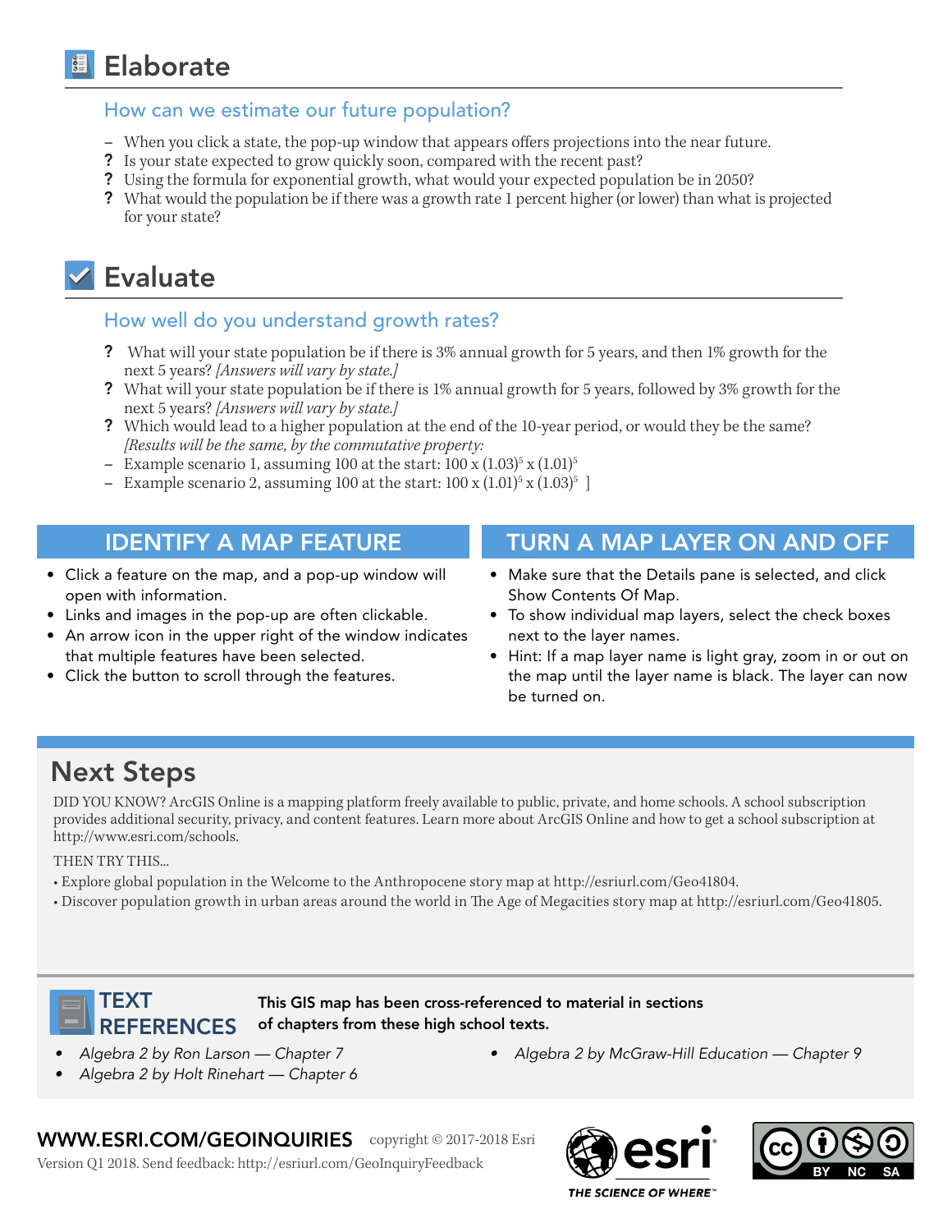## Elaborate

### How can we estimate our future population?

– When you click a state, the pop-up window that appears offers projections into the near future.

? Is your state expected to grow quickly soon, compared with the recent past?

? Using the formula for exponential growth, what would your expected population be in 2050?

? What would the population be if there was a growth rate 1 percent higher (or lower) than what is projected for your state?

## Evaluate

### How well do you understand growth rates?

? What will your state population be if there is 3% annual growth for 5 years, and then 1% growth for the next 5 years? *[Answers will vary by state.]*

? What will your state population be if there is 1% annual growth for 5 years, followed by 3% growth for the next 5 years? *[Answers will vary by state.]*

? Which would lead to a higher population at the end of the 10-year period, or would they be the same? *[Results will be the same, by the commutative property:*

– Example scenario 1, assuming 100 at the start: $100 \times (1.03)^5 \times (1.01)^5$

– Example scenario 2, assuming 100 at the start: $100 \times (1.01)^5 \times (1.03)^5$ ]

## IDENTIFY A MAP FEATURE

- Click a feature on the map, and a pop-up window will open with information.
- Links and images in the pop-up are often clickable.
- An arrow icon in the upper right of the window indicates that multiple features have been selected.
- Click the button to scroll through the features.

## TURN A MAP LAYER ON AND OFF

- Make sure that the Details pane is selected, and click Show Contents Of Map.
- To show individual map layers, select the check boxes next to the layer names.
- Hint: If a map layer name is light gray, zoom in or out on the map until the layer name is black. The layer can now be turned on.

## Next Steps

DID YOU KNOW? ArcGIS Online is a mapping platform freely available to public, private, and home schools. A school subscription provides additional security, privacy, and content features. Learn more about ArcGIS Online and how to get a school subscription at http://www.esri.com/schools.

THEN TRY THIS...

- Explore global population in the Welcome to the Anthropocene story map at http://esriurl.com/Geo41804.
- Discover population growth in urban areas around the world in The Age of Megacities story map at http://esriurl.com/Geo41805.

## TEXT REFERENCES

**This GIS map has been cross-referenced to material in sections of chapters from these high school texts.**

- *Algebra 2 by Ron Larson — Chapter 7*
- *Algebra 2 by Holt Rinehart — Chapter 6*
- *Algebra 2 by McGraw-Hill Education — Chapter 9*

**WWW.ESRI.COM/GEOINQUIRIES** copyright © 2017-2018 Esri

Version Q1 2018. Send feedback: http://esriurl.com/GeoInquiryFeedback